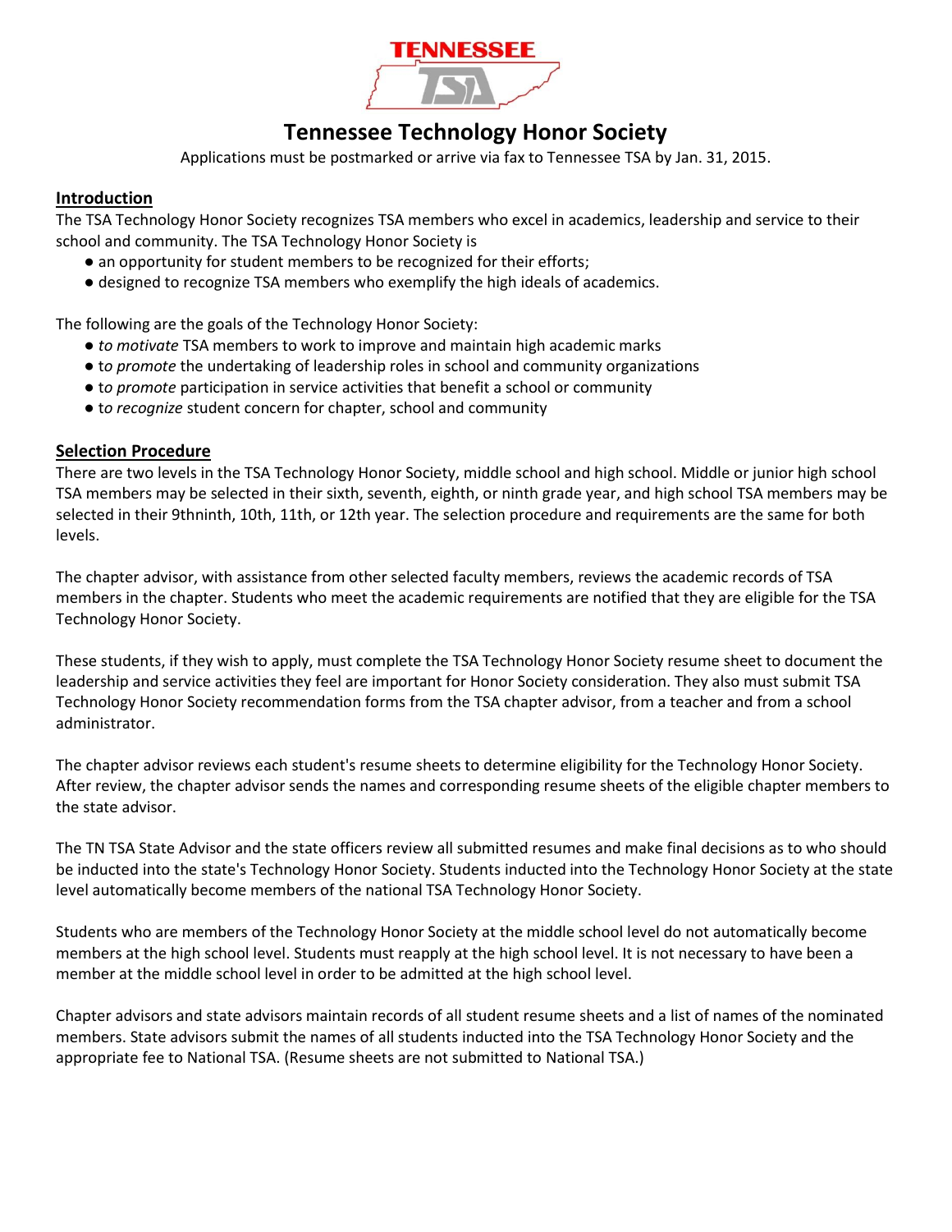# Tennessee Technology Honor Society

Applications must be postmarked or arrive via fax to Tennessee TSA by Jan. 31, 2015.

## Introduction

The TSA Technology Honor Society recognizes TSA members who excel in academics, leadership and service to their school and community. The TSA Technology Honor Society is

- an opportunity for student members to be recognized for their efforts;
- designed to recognize TSA members who exemplify the high ideals of academics.

The following are the goals of the Technology Honor Society:

- *to motivate* TSA members to work to improve and maintain high academic marks
- t*o promote* the undertaking of leadership roles in school and community organizations
- t*o promote* participation in service activities that benefit a school or community
- t*o recognize* student concern for chapter, school and community

## Selection Procedure

There are two levels in the TSA Technology Honor Society, middle school and high school. Middle or junior high school TSA members may be selected in their sixth, seventh, eighth, or ninth grade year, and high school TSA members may be selected in their 9thninth, 10th, 11th, or 12th year. The selection procedure and requirements are the same for both levels.

The chapter advisor, with assistance from other selected faculty members, reviews the academic records of TSA members in the chapter. Students who meet the academic requirements are notified that they are eligible for the TSA Technology Honor Society.

These students, if they wish to apply, must complete the TSA Technology Honor Society resume sheet to document the leadership and service activities they feel are important for Honor Society consideration. They also must submit TSA Technology Honor Society recommendation forms from the TSA chapter advisor, from a teacher and from a school administrator.

The chapter advisor reviews each student's resume sheets to determine eligibility for the Technology Honor Society. After review, the chapter advisor sends the names and corresponding resume sheets of the eligible chapter members to the state advisor.

The TN TSA State Advisor and the state officers review all submitted resumes and make final decisions as to who should be inducted into the state's Technology Honor Society. Students inducted into the Technology Honor Society at the state level automatically become members of the national TSA Technology Honor Society.

Students who are members of the Technology Honor Society at the middle school level do not automatically become members at the high school level. Students must reapply at the high school level. It is not necessary to have been a member at the middle school level in order to be admitted at the high school level.

Chapter advisors and state advisors maintain records of all student resume sheets and a list of names of the nominated members. State advisors submit the names of all students inducted into the TSA Technology Honor Society and the appropriate fee to National TSA. (Resume sheets are not submitted to National TSA.)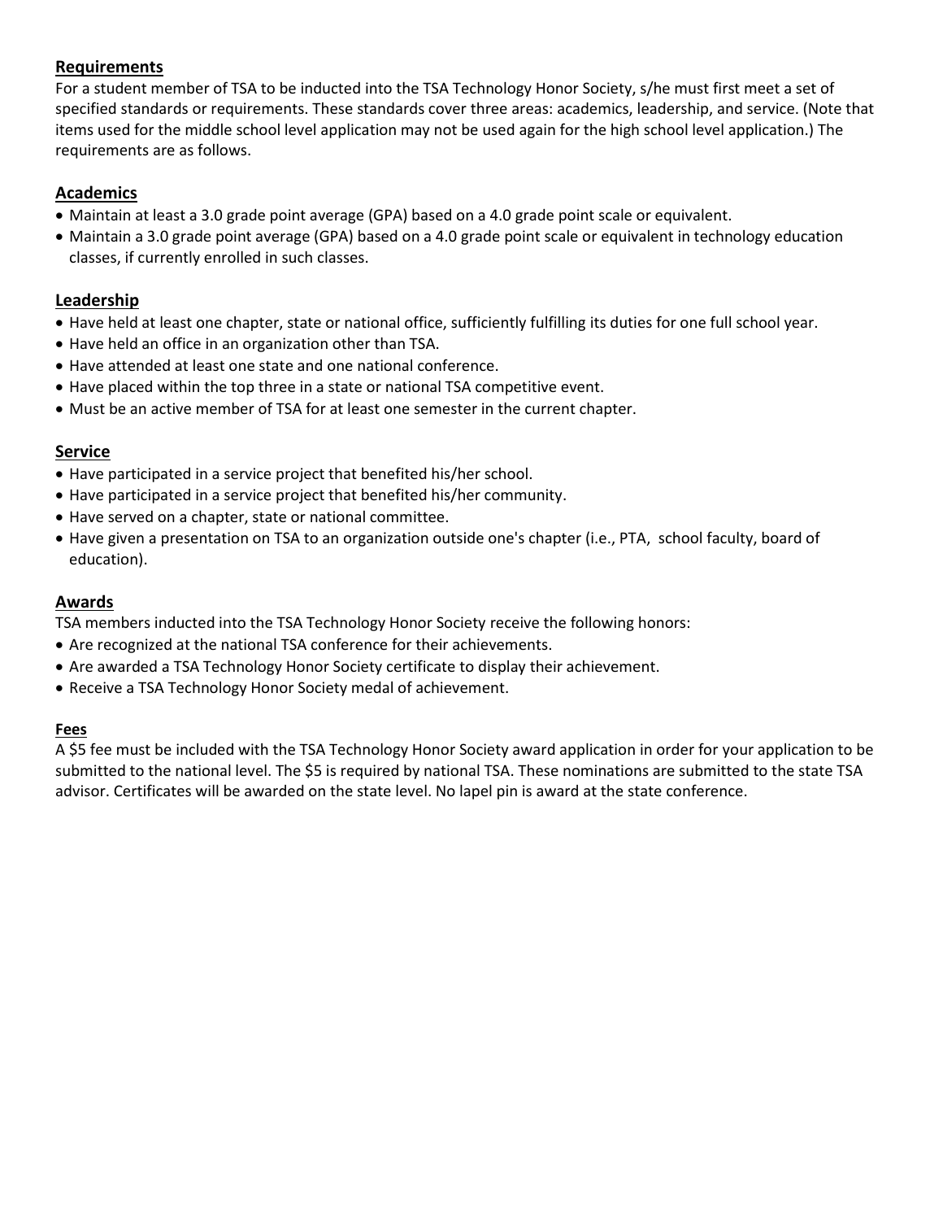## Requirements

For a student member of TSA to be inducted into the TSA Technology Honor Society, s/he must first meet a set of specified standards or requirements. These standards cover three areas: academics, leadership, and service. (Note that items used for the middle school level application may not be used again for the high school level application.) The requirements are as follows.

## Academics

- Maintain at least a 3.0 grade point average (GPA) based on a 4.0 grade point scale or equivalent.
- Maintain a 3.0 grade point average (GPA) based on a 4.0 grade point scale or equivalent in technology education classes, if currently enrolled in such classes.

## Leadership

- Have held at least one chapter, state or national office, sufficiently fulfilling its duties for one full school year.
- Have held an office in an organization other than TSA.
- Have attended at least one state and one national conference.
- Have placed within the top three in a state or national TSA competitive event.
- Must be an active member of TSA for at least one semester in the current chapter.

## Service

- Have participated in a service project that benefited his/her school.
- Have participated in a service project that benefited his/her community.
- Have served on a chapter, state or national committee.
- Have given a presentation on TSA to an organization outside one's chapter (i.e., PTA, school faculty, board of education).

## Awards

TSA members inducted into the TSA Technology Honor Society receive the following honors:

- Are recognized at the national TSA conference for their achievements.
- Are awarded a TSA Technology Honor Society certificate to display their achievement.
- Receive a TSA Technology Honor Society medal of achievement.

## Fees

A $5 fee must be included with the TSA Technology Honor Society award application in order for your application to be submitted to the national level. The $5 is required by national TSA. These nominations are submitted to the state TSA advisor. Certificates will be awarded on the state level. No lapel pin is award at the state conference.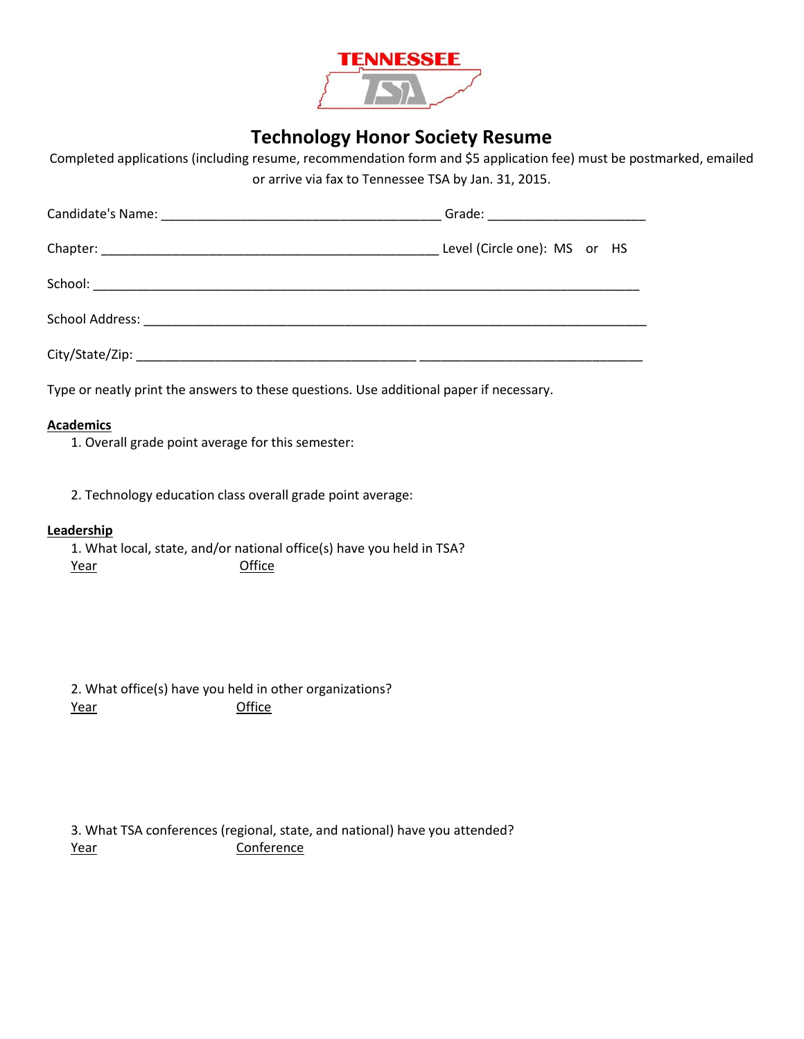# Technology Honor Society Resume

Completed applications (including resume, recommendation form and $5 application fee) must be postmarked, emailed or arrive via fax to Tennessee TSA by Jan. 31, 2015.

Candidate's Name: ______________________________________ Grade: _____________________

Chapter: ______________________________________________ Level (Circle one): MS or HS

School: __________________________________________________________________________

School Address: ____________________________________________________________________

City/State/Zip: ______________________________________ ______________________________

Type or neatly print the answers to these questions. Use additional paper if necessary.

**Academics**

1. Overall grade point average for this semester:

2. Technology education class overall grade point average:

**Leadership**

1. What local, state, and/or national office(s) have you held in TSA?

   Year | Office

2. What office(s) have you held in other organizations?

   Year | Office

3. What TSA conferences (regional, state, and national) have you attended?

   Year | Conference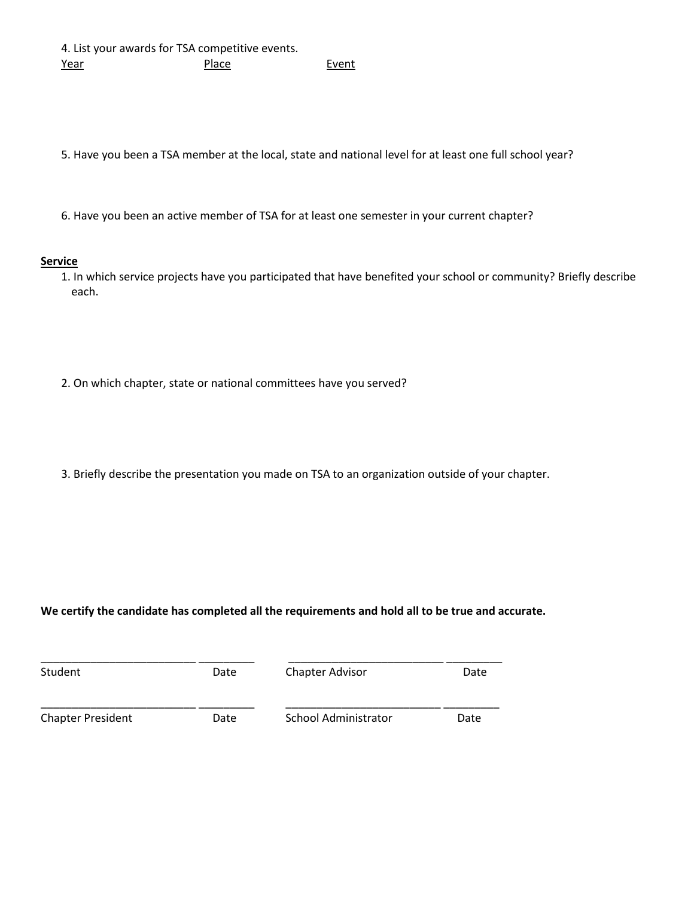4. List your awards for TSA competitive events.

<u>Year</u>                <u>Place</u>                <u>Event</u>

5. Have you been a TSA member at the local, state and national level for at least one full school year?

6. Have you been an active member of TSA for at least one semester in your current chapter?

**<u>Service</u>**

1. In which service projects have you participated that have benefited your school or community? Briefly describe each.

2. On which chapter, state or national committees have you served?

3. Briefly describe the presentation you made on TSA to an organization outside of your chapter.

**We certify the candidate has completed all the requirements and hold all to be true and accurate.**

| | | | |
|---|---|---|---|
| __________________________ | _________ | __________________________ | _________ |
| Student | Date | Chapter Advisor | Date |
| __________________________ | _________ | __________________________ | _________ |
| Chapter President | Date | School Administrator | Date |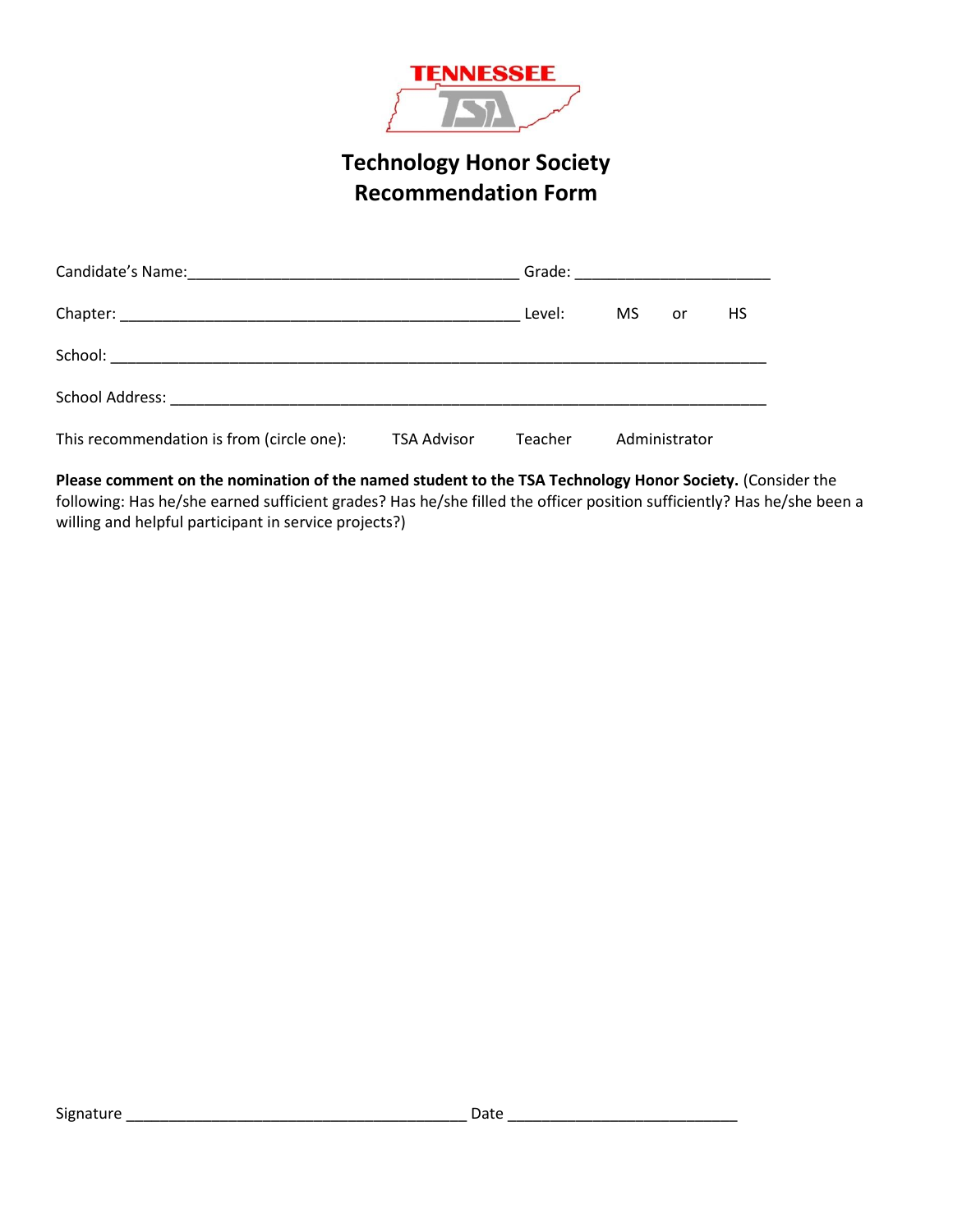TENNESSEE TSA

# Technology Honor Society
# Recommendation Form

Candidate's Name:_______________________________________ Grade: _______________________

Chapter: _______________________________________________ Level: MS or HS

School: _____________________________________________________________________________

School Address: ______________________________________________________________________

This recommendation is from (circle one): TSA Advisor Teacher Administrator

**Please comment on the nomination of the named student to the TSA Technology Honor Society.** (Consider the following: Has he/she earned sufficient grades? Has he/she filled the officer position sufficiently? Has he/she been a willing and helpful participant in service projects?)

Signature ________________________________________ Date ___________________________